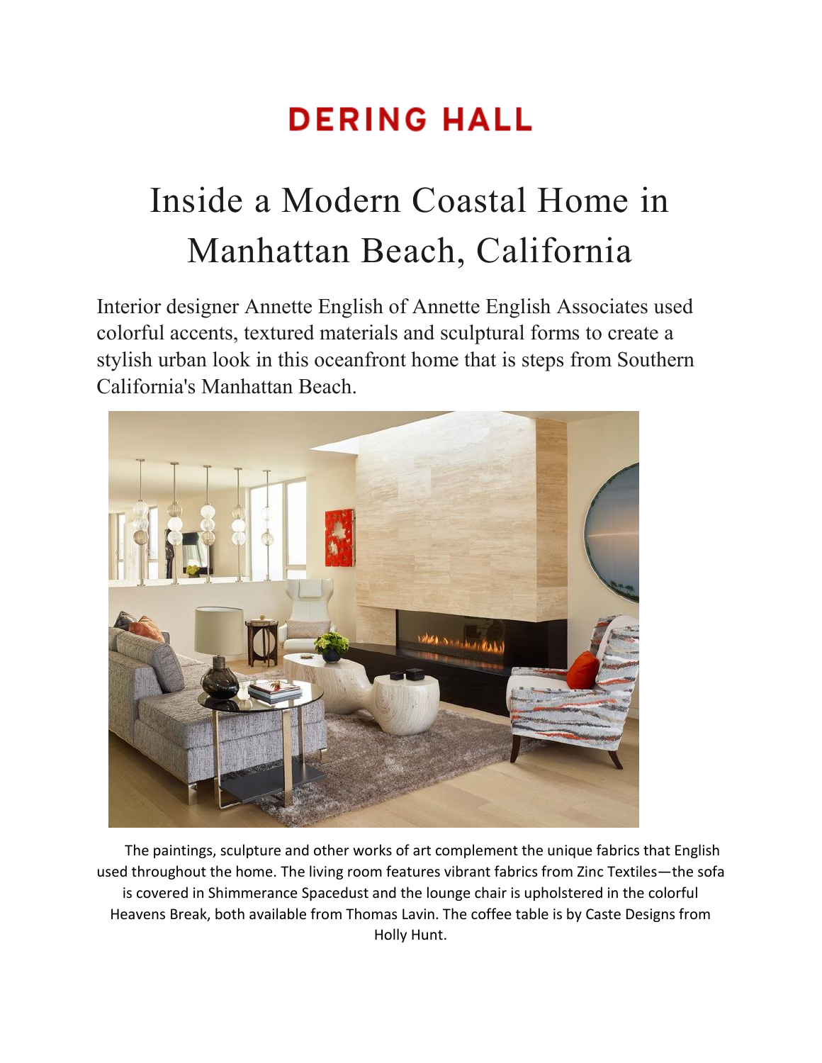**DERING HALL**

# Inside a Modern Coastal Home in Manhattan Beach, California

Interior designer Annette English of Annette English Associates used colorful accents, textured materials and sculptural forms to create a stylish urban look in this oceanfront home that is steps from Southern California's Manhattan Beach.

The paintings, sculpture and other works of art complement the unique fabrics that English used throughout the home. The living room features vibrant fabrics from Zinc Textiles—the sofa is covered in Shimmerance Spacedust and the lounge chair is upholstered in the colorful Heavens Break, both available from Thomas Lavin. The coffee table is by Caste Designs from Holly Hunt.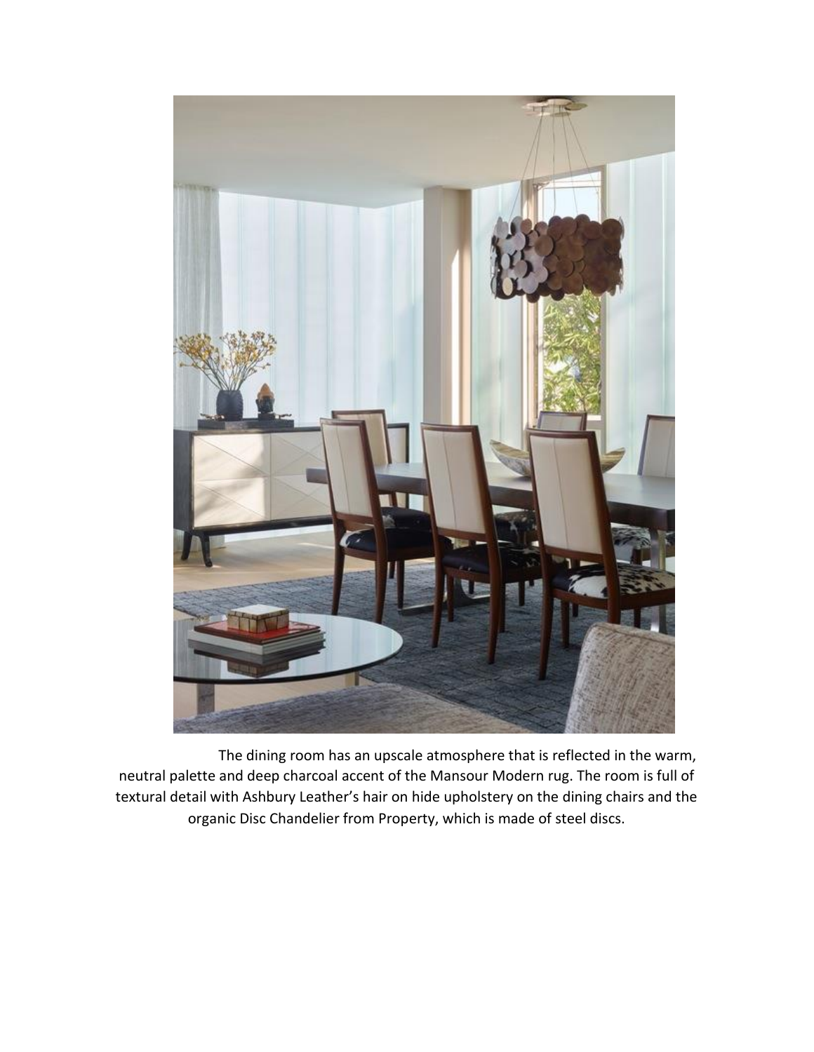The dining room has an upscale atmosphere that is reflected in the warm, neutral palette and deep charcoal accent of the Mansour Modern rug. The room is full of textural detail with Ashbury Leather's hair on hide upholstery on the dining chairs and the organic Disc Chandelier from Property, which is made of steel discs.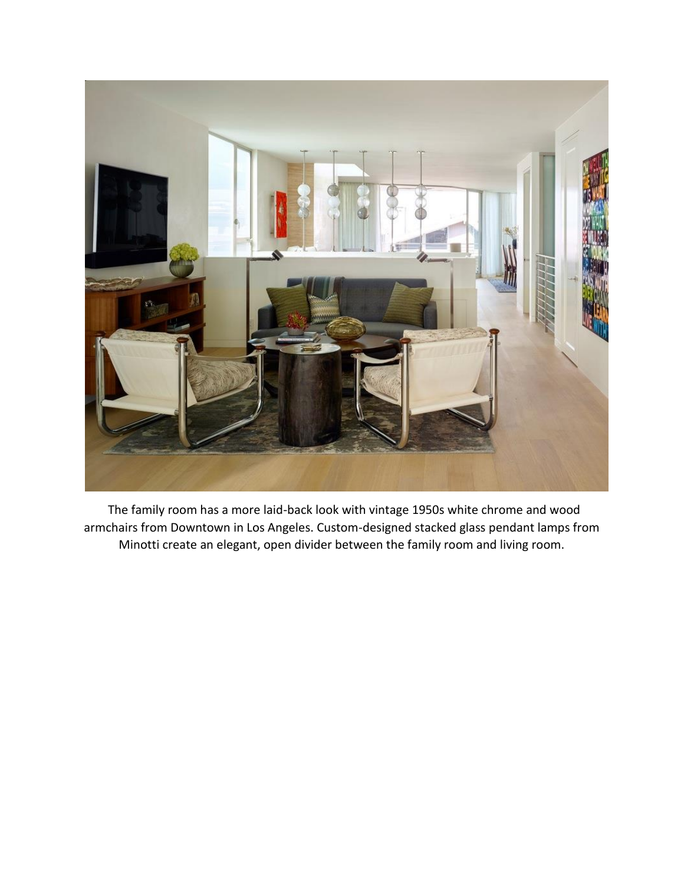The family room has a more laid-back look with vintage 1950s white chrome and wood armchairs from Downtown in Los Angeles. Custom-designed stacked glass pendant lamps from Minotti create an elegant, open divider between the family room and living room.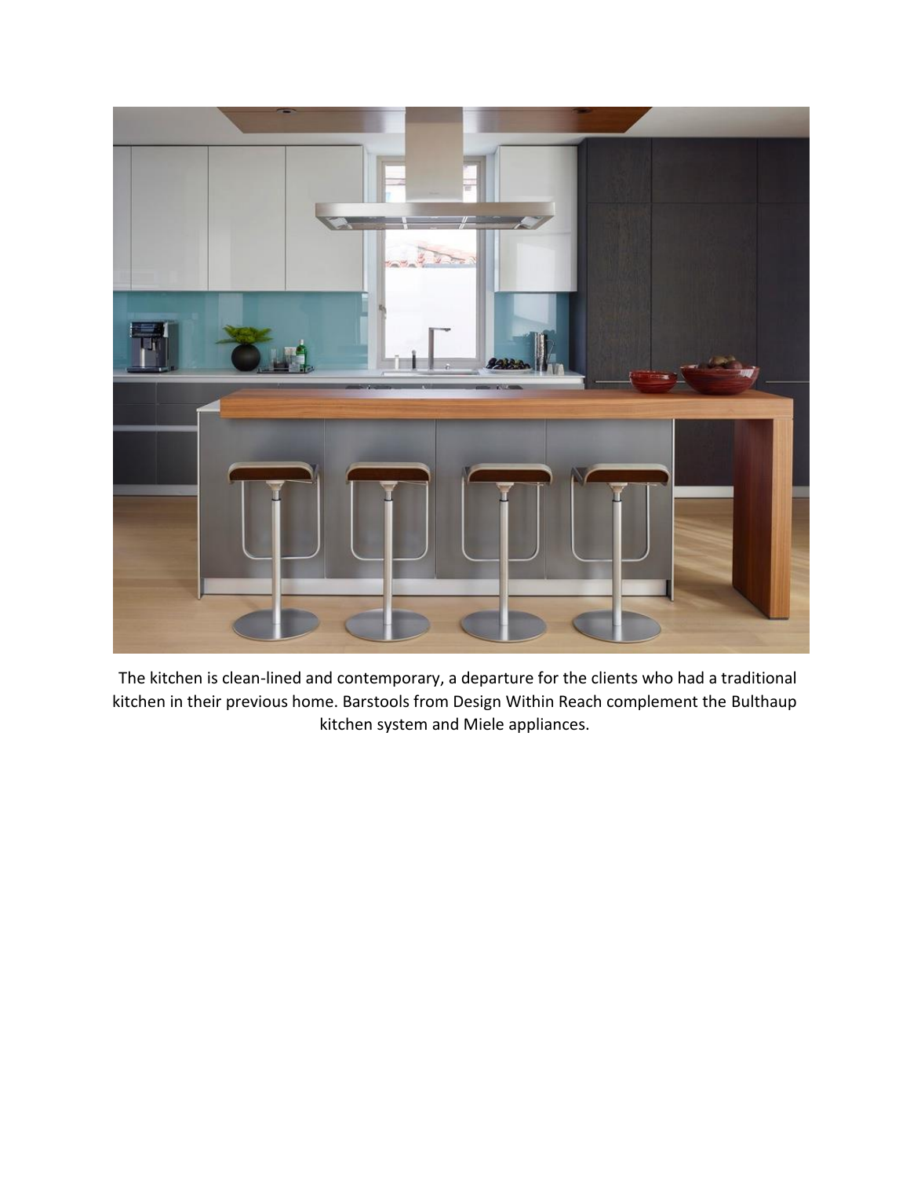The kitchen is clean-lined and contemporary, a departure for the clients who had a traditional kitchen in their previous home. Barstools from Design Within Reach complement the Bulthaup kitchen system and Miele appliances.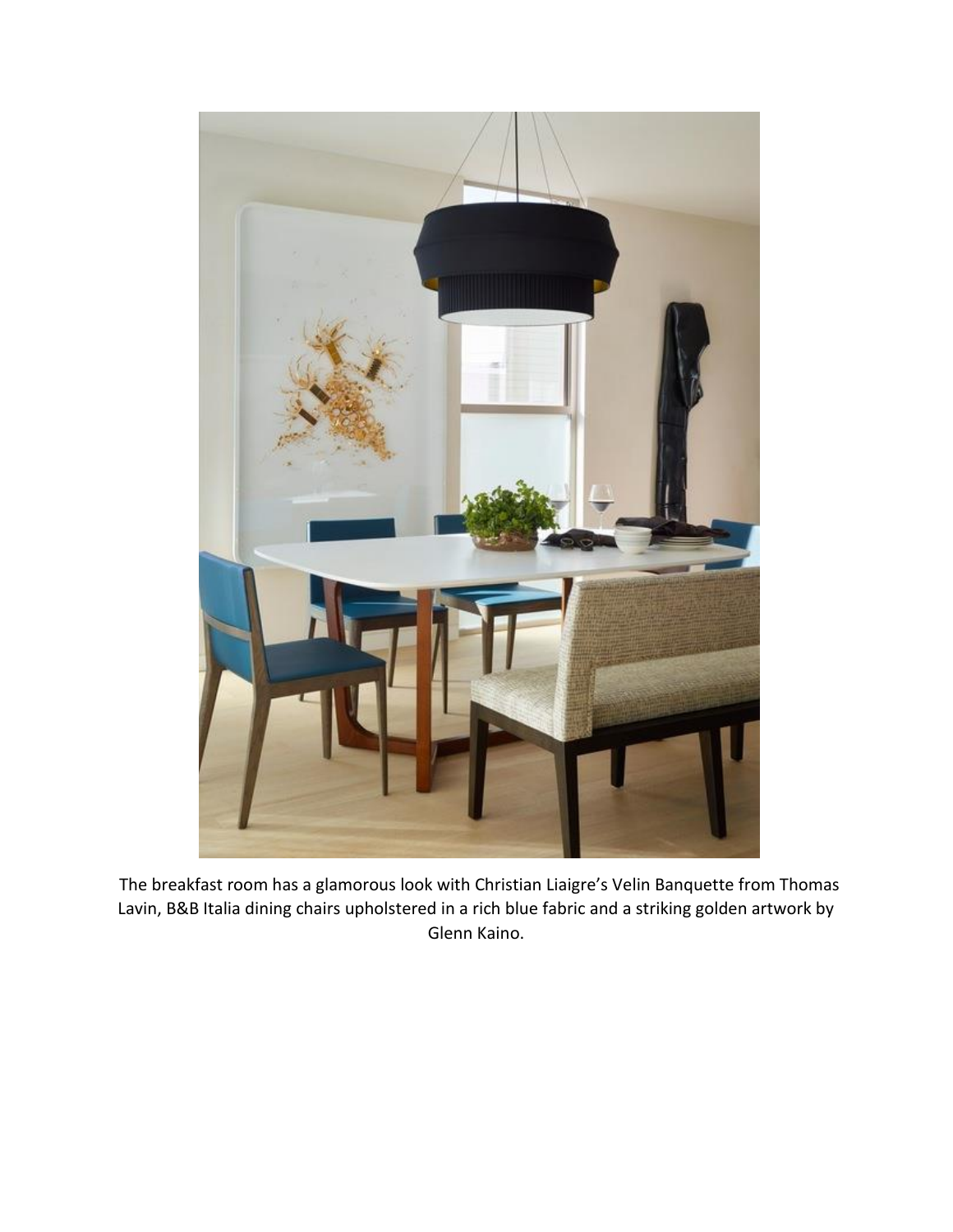The breakfast room has a glamorous look with Christian Liaigre's Velin Banquette from Thomas Lavin, B&B Italia dining chairs upholstered in a rich blue fabric and a striking golden artwork by Glenn Kaino.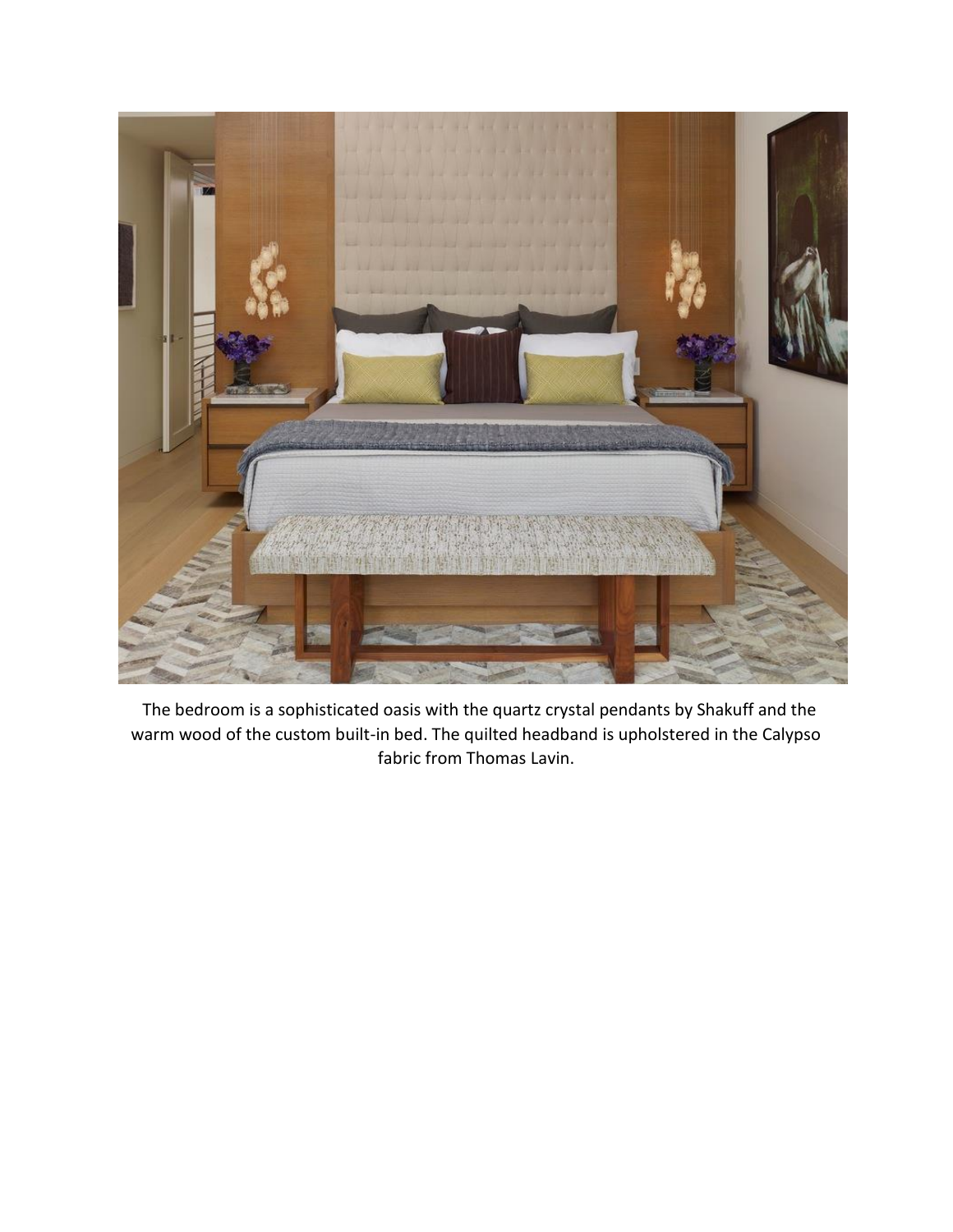The bedroom is a sophisticated oasis with the quartz crystal pendants by Shakuff and the warm wood of the custom built-in bed. The quilted headband is upholstered in the Calypso fabric from Thomas Lavin.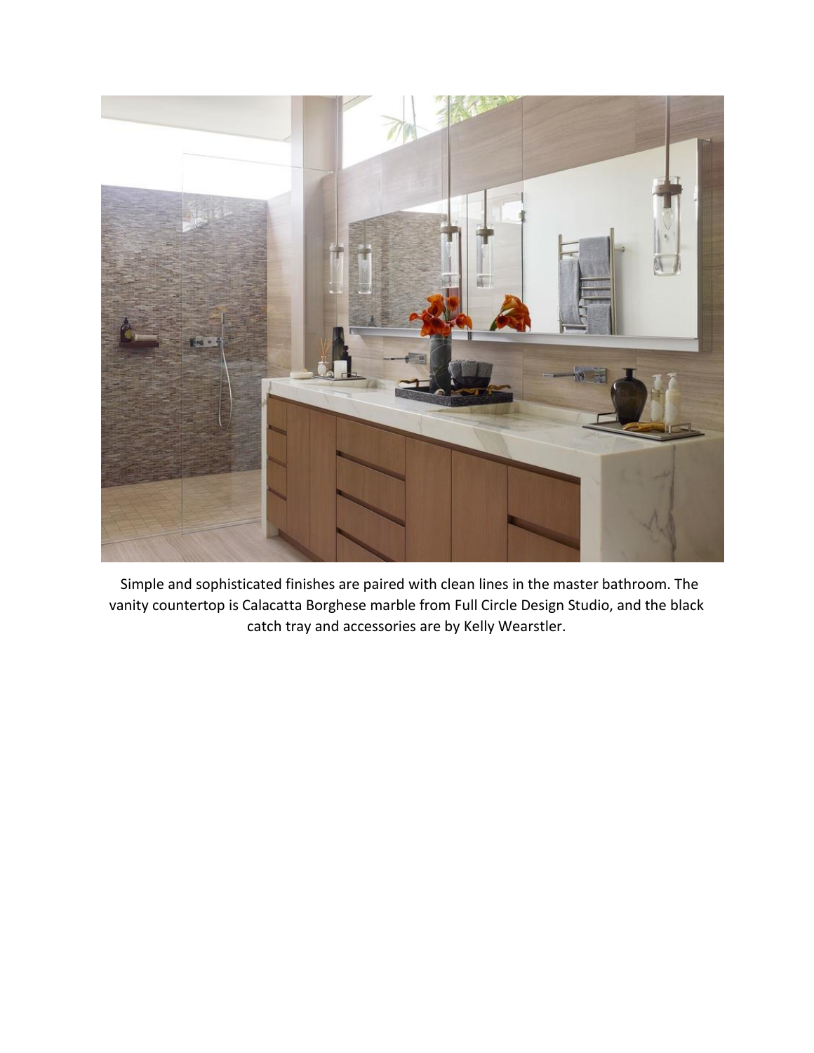Simple and sophisticated finishes are paired with clean lines in the master bathroom. The vanity countertop is Calacatta Borghese marble from Full Circle Design Studio, and the black catch tray and accessories are by Kelly Wearstler.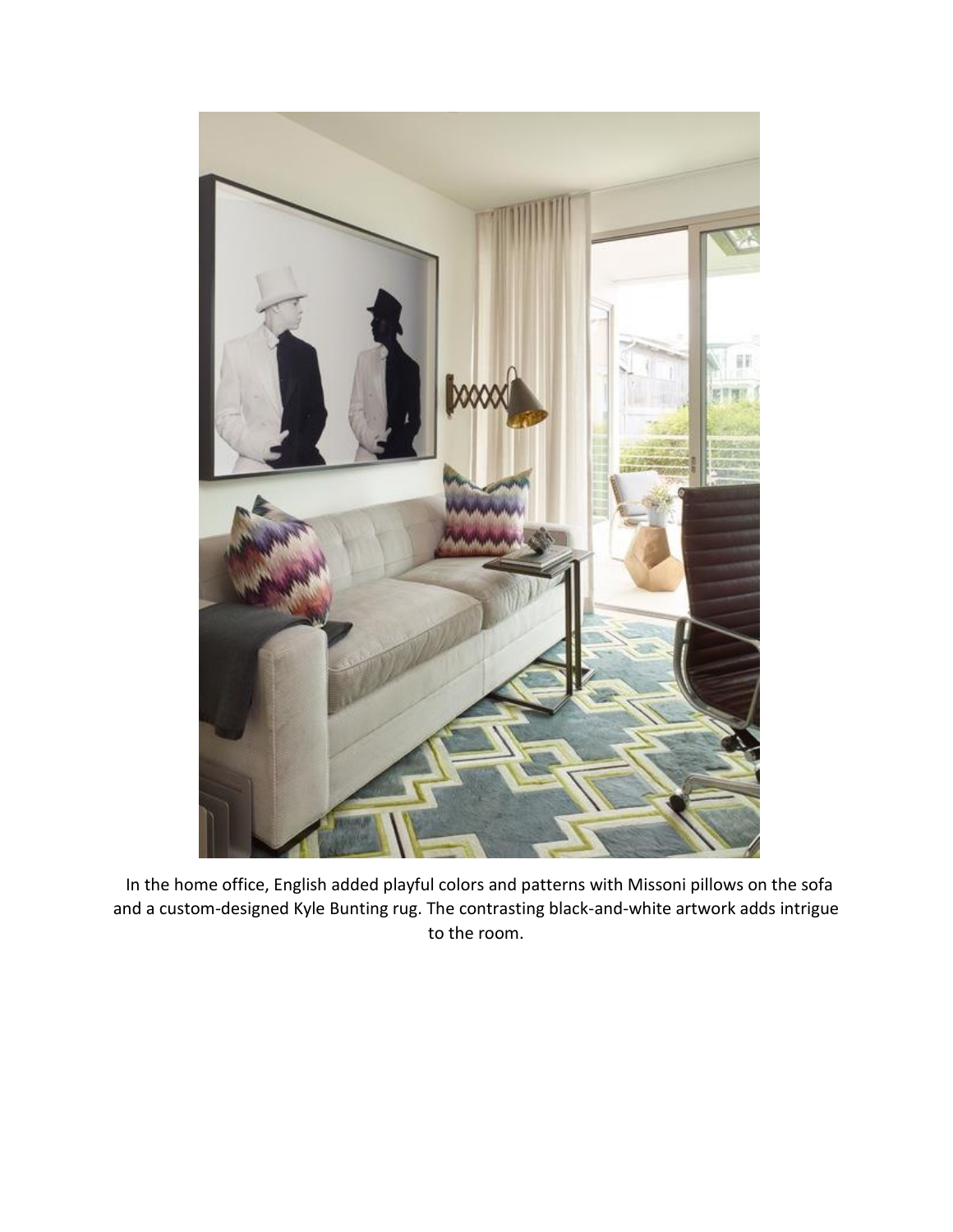In the home office, English added playful colors and patterns with Missoni pillows on the sofa and a custom-designed Kyle Bunting rug. The contrasting black-and-white artwork adds intrigue to the room.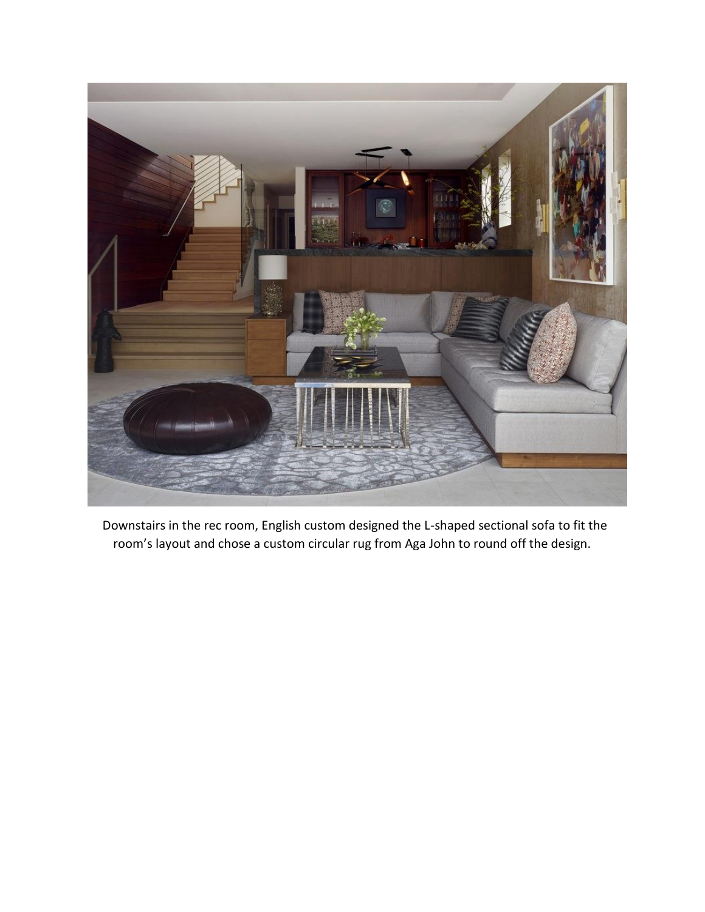Downstairs in the rec room, English custom designed the L-shaped sectional sofa to fit the room’s layout and chose a custom circular rug from Aga John to round off the design.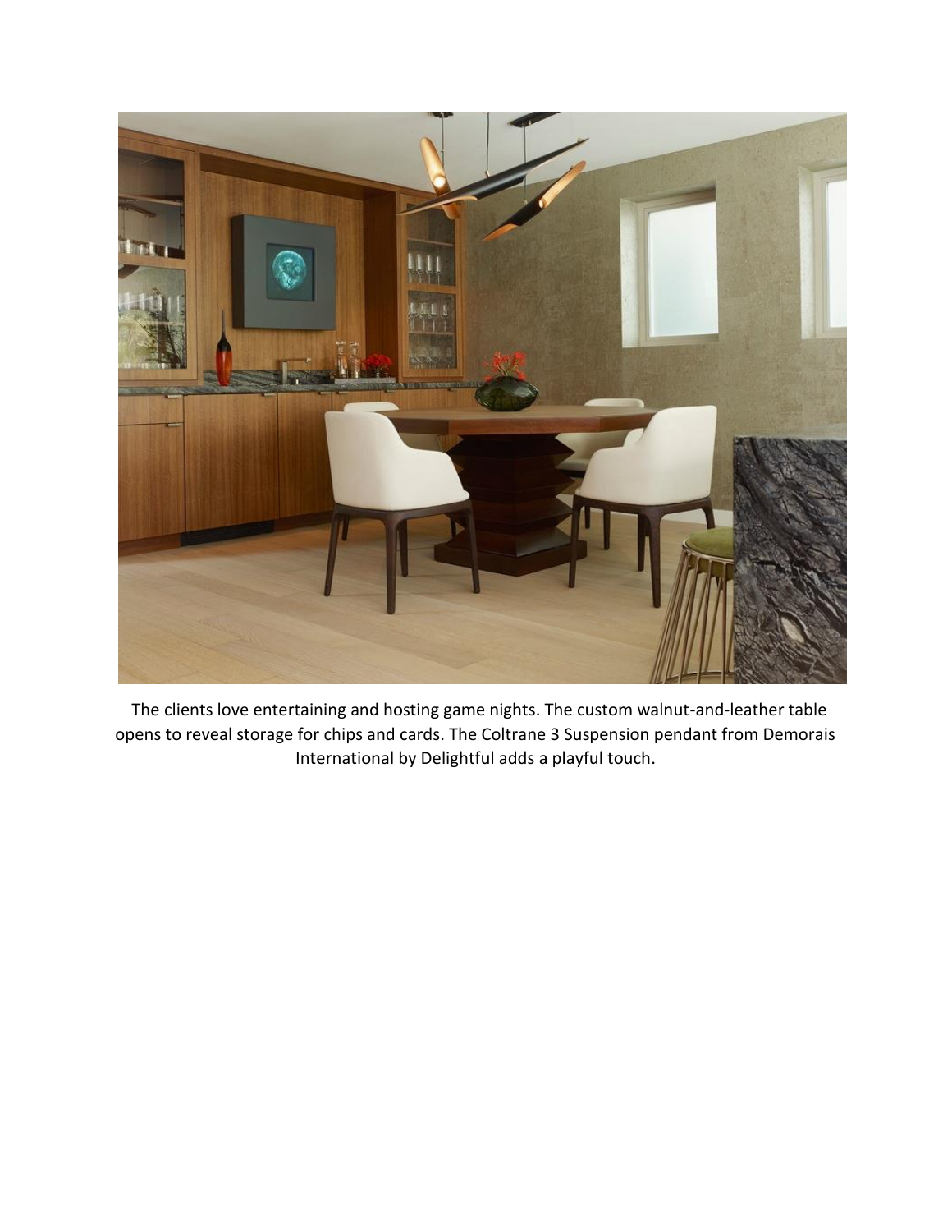The clients love entertaining and hosting game nights. The custom walnut-and-leather table opens to reveal storage for chips and cards. The Coltrane 3 Suspension pendant from Demorais International by Delightful adds a playful touch.